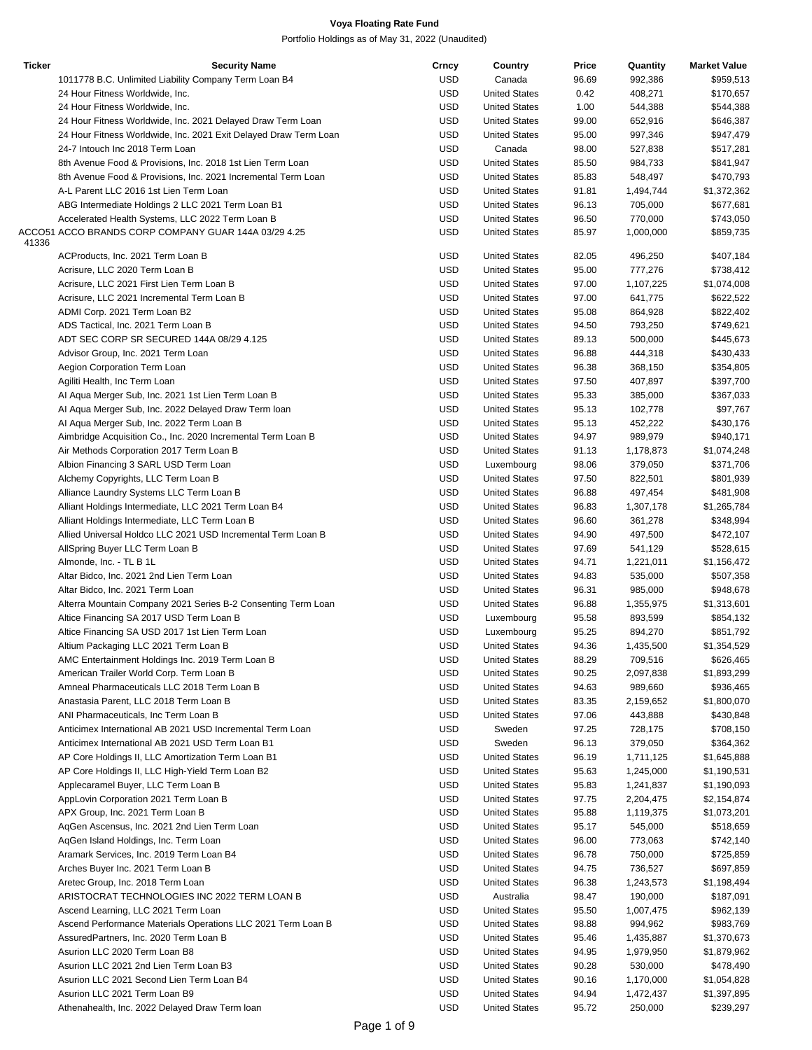# Voya Floating Rate Fund

Portfolio Holdings as of May 31, 2022 (Unaudited)

| Ticker | Security Name | Crncy | Country | Price | Quantity | Market Value |
|---|---|---|---|---|---|---|
| | 1011778 B.C. Unlimited Liability Company Term Loan B4 | USD | Canada | 96.69 | 992,386 | $959,513 |
| | 24 Hour Fitness Worldwide, Inc. | USD | United States | 0.42 | 408,271 | $170,657 |
| | 24 Hour Fitness Worldwide, Inc. | USD | United States | 1.00 | 544,388 | $544,388 |
| | 24 Hour Fitness Worldwide, Inc. 2021 Delayed Draw Term Loan | USD | United States | 99.00 | 652,916 | $646,387 |
| | 24 Hour Fitness Worldwide, Inc. 2021 Exit Delayed Draw Term Loan | USD | United States | 95.00 | 997,346 | $947,479 |
| | 24-7 Intouch Inc 2018 Term Loan | USD | Canada | 98.00 | 527,838 | $517,281 |
| | 8th Avenue Food & Provisions, Inc. 2018 1st Lien Term Loan | USD | United States | 85.50 | 984,733 | $841,947 |
| | 8th Avenue Food & Provisions, Inc. 2021 Incremental Term Loan | USD | United States | 85.83 | 548,497 | $470,793 |
| | A-L Parent LLC 2016 1st Lien Term Loan | USD | United States | 91.81 | 1,494,744 | $1,372,362 |
| | ABG Intermediate Holdings 2 LLC 2021 Term Loan B1 | USD | United States | 96.13 | 705,000 | $677,681 |
| | Accelerated Health Systems, LLC 2022 Term Loan B | USD | United States | 96.50 | 770,000 | $743,050 |
| ACCO5141336 | ACCO BRANDS CORP COMPANY GUAR 144A 03/29 4.25 | USD | United States | 85.97 | 1,000,000 | $859,735 |
| | ACProducts, Inc. 2021 Term Loan B | USD | United States | 82.05 | 496,250 | $407,184 |
| | Acrisure, LLC 2020 Term Loan B | USD | United States | 95.00 | 777,276 | $738,412 |
| | Acrisure, LLC 2021 First Lien Term Loan B | USD | United States | 97.00 | 1,107,225 | $1,074,008 |
| | Acrisure, LLC 2021 Incremental Term Loan B | USD | United States | 97.00 | 641,775 | $622,522 |
| | ADMI Corp. 2021 Term Loan B2 | USD | United States | 95.08 | 864,928 | $822,402 |
| | ADS Tactical, Inc. 2021 Term Loan B | USD | United States | 94.50 | 793,250 | $749,621 |
| | ADT SEC CORP SR SECURED 144A 08/29 4.125 | USD | United States | 89.13 | 500,000 | $445,673 |
| | Advisor Group, Inc. 2021 Term Loan | USD | United States | 96.88 | 444,318 | $430,433 |
| | Aegion Corporation Term Loan | USD | United States | 96.38 | 368,150 | $354,805 |
| | Agiliti Health, Inc Term Loan | USD | United States | 97.50 | 407,897 | $397,700 |
| | AI Aqua Merger Sub, Inc. 2021 1st Lien Term Loan B | USD | United States | 95.33 | 385,000 | $367,033 |
| | AI Aqua Merger Sub, Inc. 2022 Delayed Draw Term loan | USD | United States | 95.13 | 102,778 | $97,767 |
| | AI Aqua Merger Sub, Inc. 2022 Term Loan B | USD | United States | 95.13 | 452,222 | $430,176 |
| | Aimbridge Acquisition Co., Inc. 2020 Incremental Term Loan B | USD | United States | 94.97 | 989,979 | $940,171 |
| | Air Methods Corporation 2017 Term Loan B | USD | United States | 91.13 | 1,178,873 | $1,074,248 |
| | Albion Financing 3 SARL USD Term Loan | USD | Luxembourg | 98.06 | 379,050 | $371,706 |
| | Alchemy Copyrights, LLC Term Loan B | USD | United States | 97.50 | 822,501 | $801,939 |
| | Alliance Laundry Systems LLC Term Loan B | USD | United States | 96.88 | 497,454 | $481,908 |
| | Alliant Holdings Intermediate, LLC 2021 Term Loan B4 | USD | United States | 96.83 | 1,307,178 | $1,265,784 |
| | Alliant Holdings Intermediate, LLC Term Loan B | USD | United States | 96.60 | 361,278 | $348,994 |
| | Allied Universal Holdco LLC 2021 USD Incremental Term Loan B | USD | United States | 94.90 | 497,500 | $472,107 |
| | AllSpring Buyer LLC Term Loan B | USD | United States | 97.69 | 541,129 | $528,615 |
| | Almonde, Inc. - TL B 1L | USD | United States | 94.71 | 1,221,011 | $1,156,472 |
| | Altar Bidco, Inc. 2021 2nd Lien Term Loan | USD | United States | 94.83 | 535,000 | $507,358 |
| | Altar Bidco, Inc. 2021 Term Loan | USD | United States | 96.31 | 985,000 | $948,678 |
| | Alterra Mountain Company 2021 Series B-2 Consenting Term Loan | USD | United States | 96.88 | 1,355,975 | $1,313,601 |
| | Altice Financing SA 2017 USD Term Loan B | USD | Luxembourg | 95.58 | 893,599 | $854,132 |
| | Altice Financing SA USD 2017 1st Lien Term Loan | USD | Luxembourg | 95.25 | 894,270 | $851,792 |
| | Altium Packaging LLC 2021 Term Loan B | USD | United States | 94.36 | 1,435,500 | $1,354,529 |
| | AMC Entertainment Holdings Inc. 2019 Term Loan B | USD | United States | 88.29 | 709,516 | $626,465 |
| | American Trailer World Corp. Term Loan B | USD | United States | 90.25 | 2,097,838 | $1,893,299 |
| | Amneal Pharmaceuticals LLC 2018 Term Loan B | USD | United States | 94.63 | 989,660 | $936,465 |
| | Anastasia Parent, LLC 2018 Term Loan B | USD | United States | 83.35 | 2,159,652 | $1,800,070 |
| | ANI Pharmaceuticals, Inc Term Loan B | USD | United States | 97.06 | 443,888 | $430,848 |
| | Anticimex International AB 2021 USD Incremental Term Loan | USD | Sweden | 97.25 | 728,175 | $708,150 |
| | Anticimex International AB 2021 USD Term Loan B1 | USD | Sweden | 96.13 | 379,050 | $364,362 |
| | AP Core Holdings II, LLC Amortization Term Loan B1 | USD | United States | 96.19 | 1,711,125 | $1,645,888 |
| | AP Core Holdings II, LLC High-Yield Term Loan B2 | USD | United States | 95.63 | 1,245,000 | $1,190,531 |
| | Applecaramel Buyer, LLC Term Loan B | USD | United States | 95.83 | 1,241,837 | $1,190,093 |
| | AppLovin Corporation 2021 Term Loan B | USD | United States | 97.75 | 2,204,475 | $2,154,874 |
| | APX Group, Inc. 2021 Term Loan B | USD | United States | 95.88 | 1,119,375 | $1,073,201 |
| | AqGen Ascensus, Inc. 2021 2nd Lien Term Loan | USD | United States | 95.17 | 545,000 | $518,659 |
| | AqGen Island Holdings, Inc. Term Loan | USD | United States | 96.00 | 773,063 | $742,140 |
| | Aramark Services, Inc. 2019 Term Loan B4 | USD | United States | 96.78 | 750,000 | $725,859 |
| | Arches Buyer Inc. 2021 Term Loan B | USD | United States | 94.75 | 736,527 | $697,859 |
| | Aretec Group, Inc. 2018 Term Loan | USD | United States | 96.38 | 1,243,573 | $1,198,494 |
| | ARISTOCRAT TECHNOLOGIES INC 2022 TERM LOAN B | USD | Australia | 98.47 | 190,000 | $187,091 |
| | Ascend Learning, LLC 2021 Term Loan | USD | United States | 95.50 | 1,007,475 | $962,139 |
| | Ascend Performance Materials Operations LLC 2021 Term Loan B | USD | United States | 98.88 | 994,962 | $983,769 |
| | AssuredPartners, Inc. 2020 Term Loan B | USD | United States | 95.46 | 1,435,887 | $1,370,673 |
| | Asurion LLC 2020 Term Loan B8 | USD | United States | 94.95 | 1,979,950 | $1,879,962 |
| | Asurion LLC 2021 2nd Lien Term Loan B3 | USD | United States | 90.28 | 530,000 | $478,490 |
| | Asurion LLC 2021 Second Lien Term Loan B4 | USD | United States | 90.16 | 1,170,000 | $1,054,828 |
| | Asurion LLC 2021 Term Loan B9 | USD | United States | 94.94 | 1,472,437 | $1,397,895 |
| | Athenahealth, Inc. 2022 Delayed Draw Term loan | USD | United States | 95.72 | 250,000 | $239,297 |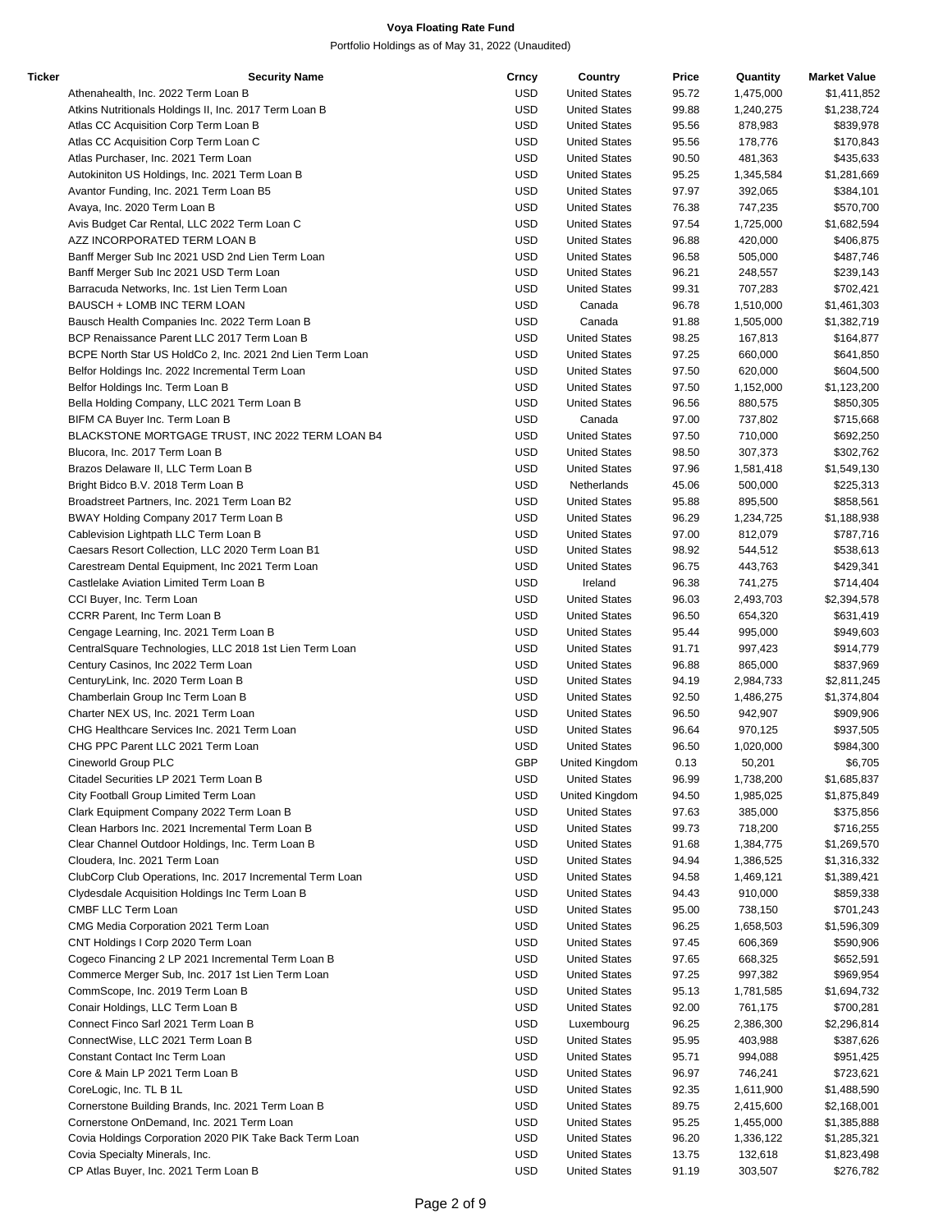**Voya Floating Rate Fund**

Portfolio Holdings as of May 31, 2022 (Unaudited)

| Ticker | Security Name | Crncy | Country | Price | Quantity | Market Value |
|---|---|---|---|---|---|---|
| | Athenahealth, Inc. 2022 Term Loan B | USD | United States | 95.72 | 1,475,000 | $1,411,852 |
| | Atkins Nutritionals Holdings II, Inc. 2017 Term Loan B | USD | United States | 99.88 | 1,240,275 | $1,238,724 |
| | Atlas CC Acquisition Corp Term Loan B | USD | United States | 95.56 | 878,983 | $839,978 |
| | Atlas CC Acquisition Corp Term Loan C | USD | United States | 95.56 | 178,776 | $170,843 |
| | Atlas Purchaser, Inc. 2021 Term Loan | USD | United States | 90.50 | 481,363 | $435,633 |
| | Autokiniton US Holdings, Inc. 2021 Term Loan B | USD | United States | 95.25 | 1,345,584 | $1,281,669 |
| | Avantor Funding, Inc. 2021 Term Loan B5 | USD | United States | 97.97 | 392,065 | $384,101 |
| | Avaya, Inc. 2020 Term Loan B | USD | United States | 76.38 | 747,235 | $570,700 |
| | Avis Budget Car Rental, LLC 2022 Term Loan C | USD | United States | 97.54 | 1,725,000 | $1,682,594 |
| | AZZ INCORPORATED TERM LOAN B | USD | United States | 96.88 | 420,000 | $406,875 |
| | Banff Merger Sub Inc 2021 USD 2nd Lien Term Loan | USD | United States | 96.58 | 505,000 | $487,746 |
| | Banff Merger Sub Inc 2021 USD Term Loan | USD | United States | 96.21 | 248,557 | $239,143 |
| | Barracuda Networks, Inc. 1st Lien Term Loan | USD | United States | 99.31 | 707,283 | $702,421 |
| | BAUSCH + LOMB INC TERM LOAN | USD | Canada | 96.78 | 1,510,000 | $1,461,303 |
| | Bausch Health Companies Inc. 2022 Term Loan B | USD | Canada | 91.88 | 1,505,000 | $1,382,719 |
| | BCP Renaissance Parent LLC 2017 Term Loan B | USD | United States | 98.25 | 167,813 | $164,877 |
| | BCPE North Star US HoldCo 2, Inc. 2021 2nd Lien Term Loan | USD | United States | 97.25 | 660,000 | $641,850 |
| | Belfor Holdings Inc. 2022 Incremental Term Loan | USD | United States | 97.50 | 620,000 | $604,500 |
| | Belfor Holdings Inc. Term Loan B | USD | United States | 97.50 | 1,152,000 | $1,123,200 |
| | Bella Holding Company, LLC 2021 Term Loan B | USD | United States | 96.56 | 880,575 | $850,305 |
| | BIFM CA Buyer Inc. Term Loan B | USD | Canada | 97.00 | 737,802 | $715,668 |
| | BLACKSTONE MORTGAGE TRUST, INC 2022 TERM LOAN B4 | USD | United States | 97.50 | 710,000 | $692,250 |
| | Blucora, Inc. 2017 Term Loan B | USD | United States | 98.50 | 307,373 | $302,762 |
| | Brazos Delaware II, LLC Term Loan B | USD | United States | 97.96 | 1,581,418 | $1,549,130 |
| | Bright Bidco B.V. 2018 Term Loan B | USD | Netherlands | 45.06 | 500,000 | $225,313 |
| | Broadstreet Partners, Inc. 2021 Term Loan B2 | USD | United States | 95.88 | 895,500 | $858,561 |
| | BWAY Holding Company 2017 Term Loan B | USD | United States | 96.29 | 1,234,725 | $1,188,938 |
| | Cablevision Lightpath LLC Term Loan B | USD | United States | 97.00 | 812,079 | $787,716 |
| | Caesars Resort Collection, LLC 2020 Term Loan B1 | USD | United States | 98.92 | 544,512 | $538,613 |
| | Carestream Dental Equipment, Inc 2021 Term Loan | USD | United States | 96.75 | 443,763 | $429,341 |
| | Castlelake Aviation Limited Term Loan B | USD | Ireland | 96.38 | 741,275 | $714,404 |
| | CCI Buyer, Inc. Term Loan | USD | United States | 96.03 | 2,493,703 | $2,394,578 |
| | CCRR Parent, Inc Term Loan B | USD | United States | 96.50 | 654,320 | $631,419 |
| | Cengage Learning, Inc. 2021 Term Loan B | USD | United States | 95.44 | 995,000 | $949,603 |
| | CentralSquare Technologies, LLC 2018 1st Lien Term Loan | USD | United States | 91.71 | 997,423 | $914,779 |
| | Century Casinos, Inc 2022 Term Loan | USD | United States | 96.88 | 865,000 | $837,969 |
| | CenturyLink, Inc. 2020 Term Loan B | USD | United States | 94.19 | 2,984,733 | $2,811,245 |
| | Chamberlain Group Inc Term Loan B | USD | United States | 92.50 | 1,486,275 | $1,374,804 |
| | Charter NEX US, Inc. 2021 Term Loan | USD | United States | 96.50 | 942,907 | $909,906 |
| | CHG Healthcare Services Inc. 2021 Term Loan | USD | United States | 96.64 | 970,125 | $937,505 |
| | CHG PPC Parent LLC 2021 Term Loan | USD | United States | 96.50 | 1,020,000 | $984,300 |
| | Cineworld Group PLC | GBP | United Kingdom | 0.13 | 50,201 | $6,705 |
| | Citadel Securities LP 2021 Term Loan B | USD | United States | 96.99 | 1,738,200 | $1,685,837 |
| | City Football Group Limited Term Loan | USD | United Kingdom | 94.50 | 1,985,025 | $1,875,849 |
| | Clark Equipment Company 2022 Term Loan B | USD | United States | 97.63 | 385,000 | $375,856 |
| | Clean Harbors Inc. 2021 Incremental Term Loan B | USD | United States | 99.73 | 718,200 | $716,255 |
| | Clear Channel Outdoor Holdings, Inc. Term Loan B | USD | United States | 91.68 | 1,384,775 | $1,269,570 |
| | Cloudera, Inc. 2021 Term Loan | USD | United States | 94.94 | 1,386,525 | $1,316,332 |
| | ClubCorp Club Operations, Inc. 2017 Incremental Term Loan | USD | United States | 94.58 | 1,469,121 | $1,389,421 |
| | Clydesdale Acquisition Holdings Inc Term Loan B | USD | United States | 94.43 | 910,000 | $859,338 |
| | CMBF LLC Term Loan | USD | United States | 95.00 | 738,150 | $701,243 |
| | CMG Media Corporation 2021 Term Loan | USD | United States | 96.25 | 1,658,503 | $1,596,309 |
| | CNT Holdings I Corp 2020 Term Loan | USD | United States | 97.45 | 606,369 | $590,906 |
| | Cogeco Financing 2 LP 2021 Incremental Term Loan B | USD | United States | 97.65 | 668,325 | $652,591 |
| | Commerce Merger Sub, Inc. 2017 1st Lien Term Loan | USD | United States | 97.25 | 997,382 | $969,954 |
| | CommScope, Inc. 2019 Term Loan B | USD | United States | 95.13 | 1,781,585 | $1,694,732 |
| | Conair Holdings, LLC Term Loan B | USD | United States | 92.00 | 761,175 | $700,281 |
| | Connect Finco Sarl 2021 Term Loan B | USD | Luxembourg | 96.25 | 2,386,300 | $2,296,814 |
| | ConnectWise, LLC 2021 Term Loan B | USD | United States | 95.95 | 403,988 | $387,626 |
| | Constant Contact Inc Term Loan | USD | United States | 95.71 | 994,088 | $951,425 |
| | Core & Main LP 2021 Term Loan B | USD | United States | 96.97 | 746,241 | $723,621 |
| | CoreLogic, Inc. TL B 1L | USD | United States | 92.35 | 1,611,900 | $1,488,590 |
| | Cornerstone Building Brands, Inc. 2021 Term Loan B | USD | United States | 89.75 | 2,415,600 | $2,168,001 |
| | Cornerstone OnDemand, Inc. 2021 Term Loan | USD | United States | 95.25 | 1,455,000 | $1,385,888 |
| | Covia Holdings Corporation 2020 PIK Take Back Term Loan | USD | United States | 96.20 | 1,336,122 | $1,285,321 |
| | Covia Specialty Minerals, Inc. | USD | United States | 13.75 | 132,618 | $1,823,498 |
| | CP Atlas Buyer, Inc. 2021 Term Loan B | USD | United States | 91.19 | 303,507 | $276,782 |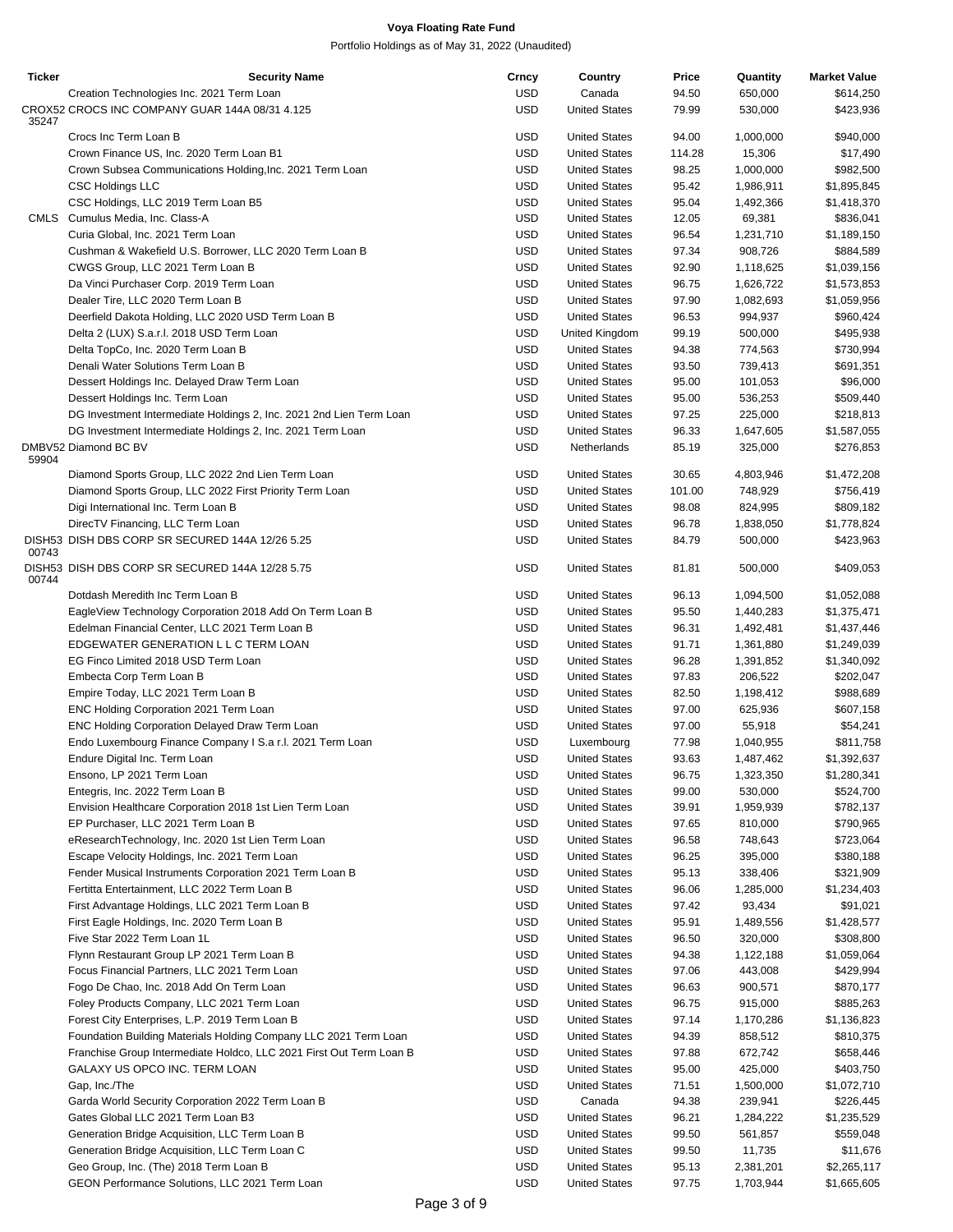# Voya Floating Rate Fund

Portfolio Holdings as of May 31, 2022 (Unaudited)

| Ticker | Security Name | Crncy | Country | Price | Quantity | Market Value |
|---|---|---|---|---|---|---|
| | Creation Technologies Inc. 2021 Term Loan | USD | Canada | 94.50 | 650,000 | $614,250 |
| CROX5235247 | CROCS INC COMPANY GUAR 144A 08/31 4.125 | USD | United States | 79.99 | 530,000 | $423,936 |
| | Crocs Inc Term Loan B | USD | United States | 94.00 | 1,000,000 | $940,000 |
| | Crown Finance US, Inc. 2020 Term Loan B1 | USD | United States | 114.28 | 15,306 | $17,490 |
| | Crown Subsea Communications Holding,Inc. 2021 Term Loan | USD | United States | 98.25 | 1,000,000 | $982,500 |
| | CSC Holdings LLC | USD | United States | 95.42 | 1,986,911 | $1,895,845 |
| | CSC Holdings, LLC 2019 Term Loan B5 | USD | United States | 95.04 | 1,492,366 | $1,418,370 |
| CMLS | Cumulus Media, Inc. Class-A | USD | United States | 12.05 | 69,381 | $836,041 |
| | Curia Global, Inc. 2021 Term Loan | USD | United States | 96.54 | 1,231,710 | $1,189,150 |
| | Cushman & Wakefield U.S. Borrower, LLC 2020 Term Loan B | USD | United States | 97.34 | 908,726 | $884,589 |
| | CWGS Group, LLC 2021 Term Loan B | USD | United States | 92.90 | 1,118,625 | $1,039,156 |
| | Da Vinci Purchaser Corp. 2019 Term Loan | USD | United States | 96.75 | 1,626,722 | $1,573,853 |
| | Dealer Tire, LLC 2020 Term Loan B | USD | United States | 97.90 | 1,082,693 | $1,059,956 |
| | Deerfield Dakota Holding, LLC 2020 USD Term Loan B | USD | United States | 96.53 | 994,937 | $960,424 |
| | Delta 2 (LUX) S.a.r.l. 2018 USD Term Loan | USD | United Kingdom | 99.19 | 500,000 | $495,938 |
| | Delta TopCo, Inc. 2020 Term Loan B | USD | United States | 94.38 | 774,563 | $730,994 |
| | Denali Water Solutions Term Loan B | USD | United States | 93.50 | 739,413 | $691,351 |
| | Dessert Holdings Inc. Delayed Draw Term Loan | USD | United States | 95.00 | 101,053 | $96,000 |
| | Dessert Holdings Inc. Term Loan | USD | United States | 95.00 | 536,253 | $509,440 |
| | DG Investment Intermediate Holdings 2, Inc. 2021 2nd Lien Term Loan | USD | United States | 97.25 | 225,000 | $218,813 |
| | DG Investment Intermediate Holdings 2, Inc. 2021 Term Loan | USD | United States | 96.33 | 1,647,605 | $1,587,055 |
| DMBV5259904 | Diamond BC BV | USD | Netherlands | 85.19 | 325,000 | $276,853 |
| | Diamond Sports Group, LLC 2022 2nd Lien Term Loan | USD | United States | 30.65 | 4,803,946 | $1,472,208 |
| | Diamond Sports Group, LLC 2022 First Priority Term Loan | USD | United States | 101.00 | 748,929 | $756,419 |
| | Digi International Inc. Term Loan B | USD | United States | 98.08 | 824,995 | $809,182 |
| | DirecTV Financing, LLC Term Loan | USD | United States | 96.78 | 1,838,050 | $1,778,824 |
| DISH5300743 | DISH DBS CORP SR SECURED 144A 12/26 5.25 | USD | United States | 84.79 | 500,000 | $423,963 |
| DISH5300744 | DISH DBS CORP SR SECURED 144A 12/28 5.75 | USD | United States | 81.81 | 500,000 | $409,053 |
| | Dotdash Meredith Inc Term Loan B | USD | United States | 96.13 | 1,094,500 | $1,052,088 |
| | EagleView Technology Corporation 2018 Add On Term Loan B | USD | United States | 95.50 | 1,440,283 | $1,375,471 |
| | Edelman Financial Center, LLC 2021 Term Loan B | USD | United States | 96.31 | 1,492,481 | $1,437,446 |
| | EDGEWATER GENERATION L L C TERM LOAN | USD | United States | 91.71 | 1,361,880 | $1,249,039 |
| | EG Finco Limited 2018 USD Term Loan | USD | United States | 96.28 | 1,391,852 | $1,340,092 |
| | Embecta Corp Term Loan B | USD | United States | 97.83 | 206,522 | $202,047 |
| | Empire Today, LLC 2021 Term Loan B | USD | United States | 82.50 | 1,198,412 | $988,689 |
| | ENC Holding Corporation 2021 Term Loan | USD | United States | 97.00 | 625,936 | $607,158 |
| | ENC Holding Corporation Delayed Draw Term Loan | USD | United States | 97.00 | 55,918 | $54,241 |
| | Endo Luxembourg Finance Company I S.a r.l. 2021 Term Loan | USD | Luxembourg | 77.98 | 1,040,955 | $811,758 |
| | Endure Digital Inc. Term Loan | USD | United States | 93.63 | 1,487,462 | $1,392,637 |
| | Ensono, LP 2021 Term Loan | USD | United States | 96.75 | 1,323,350 | $1,280,341 |
| | Entegris, Inc. 2022 Term Loan B | USD | United States | 99.00 | 530,000 | $524,700 |
| | Envision Healthcare Corporation 2018 1st Lien Term Loan | USD | United States | 39.91 | 1,959,939 | $782,137 |
| | EP Purchaser, LLC 2021 Term Loan B | USD | United States | 97.65 | 810,000 | $790,965 |
| | eResearchTechnology, Inc. 2020 1st Lien Term Loan | USD | United States | 96.58 | 748,643 | $723,064 |
| | Escape Velocity Holdings, Inc. 2021 Term Loan | USD | United States | 96.25 | 395,000 | $380,188 |
| | Fender Musical Instruments Corporation 2021 Term Loan B | USD | United States | 95.13 | 338,406 | $321,909 |
| | Fertitta Entertainment, LLC 2022 Term Loan B | USD | United States | 96.06 | 1,285,000 | $1,234,403 |
| | First Advantage Holdings, LLC 2021 Term Loan B | USD | United States | 97.42 | 93,434 | $91,021 |
| | First Eagle Holdings, Inc. 2020 Term Loan B | USD | United States | 95.91 | 1,489,556 | $1,428,577 |
| | Five Star 2022 Term Loan 1L | USD | United States | 96.50 | 320,000 | $308,800 |
| | Flynn Restaurant Group LP 2021 Term Loan B | USD | United States | 94.38 | 1,122,188 | $1,059,064 |
| | Focus Financial Partners, LLC 2021 Term Loan | USD | United States | 97.06 | 443,008 | $429,994 |
| | Fogo De Chao, Inc. 2018 Add On Term Loan | USD | United States | 96.63 | 900,571 | $870,177 |
| | Foley Products Company, LLC 2021 Term Loan | USD | United States | 96.75 | 915,000 | $885,263 |
| | Forest City Enterprises, L.P. 2019 Term Loan B | USD | United States | 97.14 | 1,170,286 | $1,136,823 |
| | Foundation Building Materials Holding Company LLC 2021 Term Loan | USD | United States | 94.39 | 858,512 | $810,375 |
| | Franchise Group Intermediate Holdco, LLC 2021 First Out Term Loan B | USD | United States | 97.88 | 672,742 | $658,446 |
| | GALAXY US OPCO INC. TERM LOAN | USD | United States | 95.00 | 425,000 | $403,750 |
| | Gap, Inc./The | USD | United States | 71.51 | 1,500,000 | $1,072,710 |
| | Garda World Security Corporation 2022 Term Loan B | USD | Canada | 94.38 | 239,941 | $226,445 |
| | Gates Global LLC 2021 Term Loan B3 | USD | United States | 96.21 | 1,284,222 | $1,235,529 |
| | Generation Bridge Acquisition, LLC Term Loan B | USD | United States | 99.50 | 561,857 | $559,048 |
| | Generation Bridge Acquisition, LLC Term Loan C | USD | United States | 99.50 | 11,735 | $11,676 |
| | Geo Group, Inc. (The) 2018 Term Loan B | USD | United States | 95.13 | 2,381,201 | $2,265,117 |
| | GEON Performance Solutions, LLC 2021 Term Loan | USD | United States | 97.75 | 1,703,944 | $1,665,605 |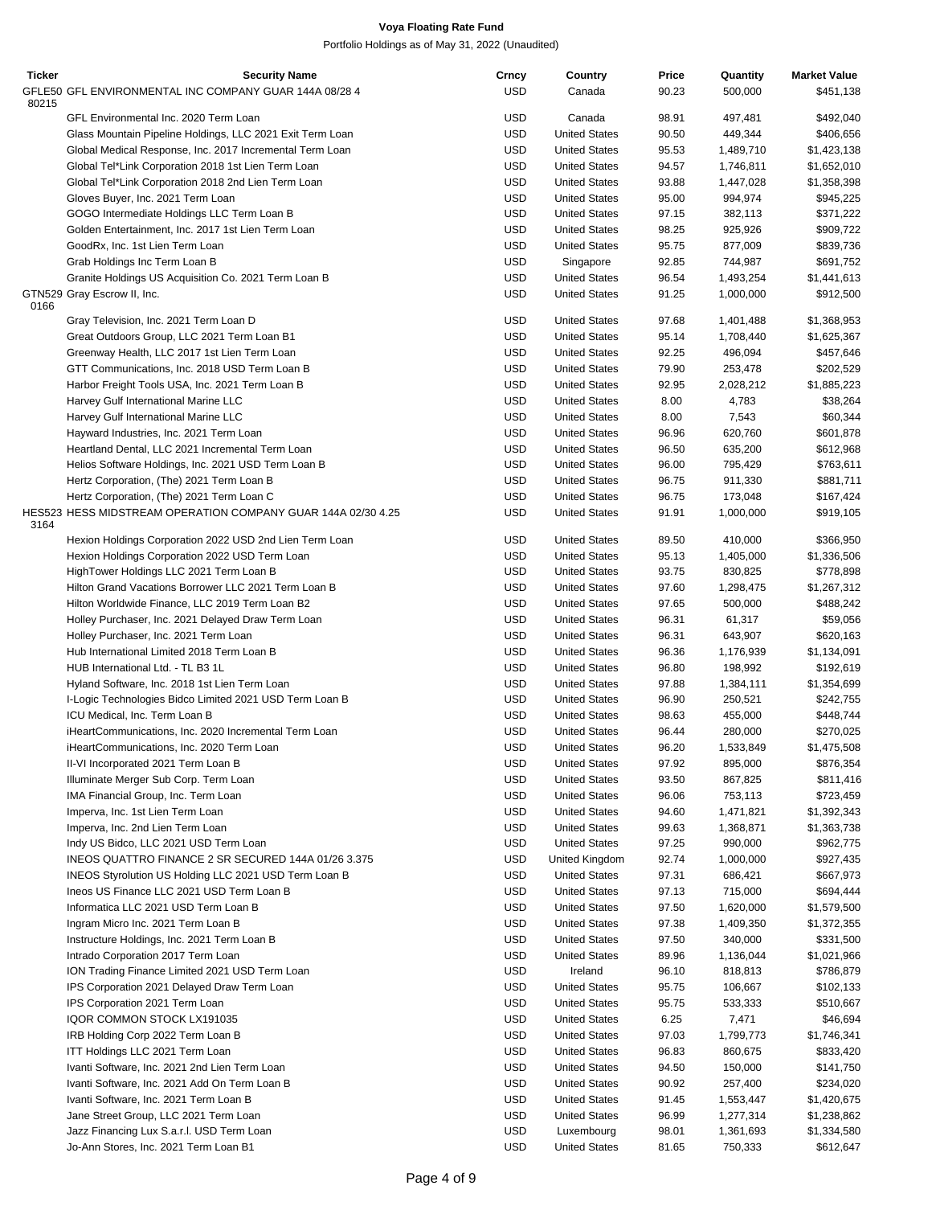# Voya Floating Rate Fund

Portfolio Holdings as of May 31, 2022 (Unaudited)

| Ticker | Security Name | Crncy | Country | Price | Quantity | Market Value |
|---|---|---|---|---|---|---|
| GFLE50 80215 | GFL ENVIRONMENTAL INC COMPANY GUAR 144A 08/28 4 | USD | Canada | 90.23 | 500,000 | $451,138 |
| | GFL Environmental Inc. 2020 Term Loan | USD | Canada | 98.91 | 497,481 | $492,040 |
| | Glass Mountain Pipeline Holdings, LLC 2021 Exit Term Loan | USD | United States | 90.50 | 449,344 | $406,656 |
| | Global Medical Response, Inc. 2017 Incremental Term Loan | USD | United States | 95.53 | 1,489,710 | $1,423,138 |
| | Global Tel*Link Corporation 2018 1st Lien Term Loan | USD | United States | 94.57 | 1,746,811 | $1,652,010 |
| | Global Tel*Link Corporation 2018 2nd Lien Term Loan | USD | United States | 93.88 | 1,447,028 | $1,358,398 |
| | Gloves Buyer, Inc. 2021 Term Loan | USD | United States | 95.00 | 994,974 | $945,225 |
| | GOGO Intermediate Holdings LLC Term Loan B | USD | United States | 97.15 | 382,113 | $371,222 |
| | Golden Entertainment, Inc. 2017 1st Lien Term Loan | USD | United States | 98.25 | 925,926 | $909,722 |
| | GoodRx, Inc. 1st Lien Term Loan | USD | United States | 95.75 | 877,009 | $839,736 |
| | Grab Holdings Inc Term Loan B | USD | Singapore | 92.85 | 744,987 | $691,752 |
| | Granite Holdings US Acquisition Co. 2021 Term Loan B | USD | United States | 96.54 | 1,493,254 | $1,441,613 |
| GTN529 0166 | Gray Escrow II, Inc. | USD | United States | 91.25 | 1,000,000 | $912,500 |
| | Gray Television, Inc. 2021 Term Loan D | USD | United States | 97.68 | 1,401,488 | $1,368,953 |
| | Great Outdoors Group, LLC 2021 Term Loan B1 | USD | United States | 95.14 | 1,708,440 | $1,625,367 |
| | Greenway Health, LLC 2017 1st Lien Term Loan | USD | United States | 92.25 | 496,094 | $457,646 |
| | GTT Communications, Inc. 2018 USD Term Loan B | USD | United States | 79.90 | 253,478 | $202,529 |
| | Harbor Freight Tools USA, Inc. 2021 Term Loan B | USD | United States | 92.95 | 2,028,212 | $1,885,223 |
| | Harvey Gulf International Marine LLC | USD | United States | 8.00 | 4,783 | $38,264 |
| | Harvey Gulf International Marine LLC | USD | United States | 8.00 | 7,543 | $60,344 |
| | Hayward Industries, Inc. 2021 Term Loan | USD | United States | 96.96 | 620,760 | $601,878 |
| | Heartland Dental, LLC 2021 Incremental Term Loan | USD | United States | 96.50 | 635,200 | $612,968 |
| | Helios Software Holdings, Inc. 2021 USD Term Loan B | USD | United States | 96.00 | 795,429 | $763,611 |
| | Hertz Corporation, (The) 2021 Term Loan B | USD | United States | 96.75 | 911,330 | $881,711 |
| | Hertz Corporation, (The) 2021 Term Loan C | USD | United States | 96.75 | 173,048 | $167,424 |
| HES523 3164 | HESS MIDSTREAM OPERATION COMPANY GUAR 144A 02/30 4.25 | USD | United States | 91.91 | 1,000,000 | $919,105 |
| | Hexion Holdings Corporation 2022 USD 2nd Lien Term Loan | USD | United States | 89.50 | 410,000 | $366,950 |
| | Hexion Holdings Corporation 2022 USD Term Loan | USD | United States | 95.13 | 1,405,000 | $1,336,506 |
| | HighTower Holdings LLC 2021 Term Loan B | USD | United States | 93.75 | 830,825 | $778,898 |
| | Hilton Grand Vacations Borrower LLC 2021 Term Loan B | USD | United States | 97.60 | 1,298,475 | $1,267,312 |
| | Hilton Worldwide Finance, LLC 2019 Term Loan B2 | USD | United States | 97.65 | 500,000 | $488,242 |
| | Holley Purchaser, Inc. 2021 Delayed Draw Term Loan | USD | United States | 96.31 | 61,317 | $59,056 |
| | Holley Purchaser, Inc. 2021 Term Loan | USD | United States | 96.31 | 643,907 | $620,163 |
| | Hub International Limited 2018 Term Loan B | USD | United States | 96.36 | 1,176,939 | $1,134,091 |
| | HUB International Ltd. - TL B3 1L | USD | United States | 96.80 | 198,992 | $192,619 |
| | Hyland Software, Inc. 2018 1st Lien Term Loan | USD | United States | 97.88 | 1,384,111 | $1,354,699 |
| | I-Logic Technologies Bidco Limited 2021 USD Term Loan B | USD | United States | 96.90 | 250,521 | $242,755 |
| | ICU Medical, Inc. Term Loan B | USD | United States | 98.63 | 455,000 | $448,744 |
| | iHeartCommunications, Inc. 2020 Incremental Term Loan | USD | United States | 96.44 | 280,000 | $270,025 |
| | iHeartCommunications, Inc. 2020 Term Loan | USD | United States | 96.20 | 1,533,849 | $1,475,508 |
| | II-VI Incorporated 2021 Term Loan B | USD | United States | 97.92 | 895,000 | $876,354 |
| | Illuminate Merger Sub Corp. Term Loan | USD | United States | 93.50 | 867,825 | $811,416 |
| | IMA Financial Group, Inc. Term Loan | USD | United States | 96.06 | 753,113 | $723,459 |
| | Imperva, Inc. 1st Lien Term Loan | USD | United States | 94.60 | 1,471,821 | $1,392,343 |
| | Imperva, Inc. 2nd Lien Term Loan | USD | United States | 99.63 | 1,368,871 | $1,363,738 |
| | Indy US Bidco, LLC 2021 USD Term Loan | USD | United States | 97.25 | 990,000 | $962,775 |
| | INEOS QUATTRO FINANCE 2 SR SECURED 144A 01/26 3.375 | USD | United Kingdom | 92.74 | 1,000,000 | $927,435 |
| | INEOS Styrolution US Holding LLC 2021 USD Term Loan B | USD | United States | 97.31 | 686,421 | $667,973 |
| | Ineos US Finance LLC 2021 USD Term Loan B | USD | United States | 97.13 | 715,000 | $694,444 |
| | Informatica LLC 2021 USD Term Loan B | USD | United States | 97.50 | 1,620,000 | $1,579,500 |
| | Ingram Micro Inc. 2021 Term Loan B | USD | United States | 97.38 | 1,409,350 | $1,372,355 |
| | Instructure Holdings, Inc. 2021 Term Loan B | USD | United States | 97.50 | 340,000 | $331,500 |
| | Intrado Corporation 2017 Term Loan | USD | United States | 89.96 | 1,136,044 | $1,021,966 |
| | ION Trading Finance Limited 2021 USD Term Loan | USD | Ireland | 96.10 | 818,813 | $786,879 |
| | IPS Corporation 2021 Delayed Draw Term Loan | USD | United States | 95.75 | 106,667 | $102,133 |
| | IPS Corporation 2021 Term Loan | USD | United States | 95.75 | 533,333 | $510,667 |
| | IQOR COMMON STOCK LX191035 | USD | United States | 6.25 | 7,471 | $46,694 |
| | IRB Holding Corp 2022 Term Loan B | USD | United States | 97.03 | 1,799,773 | $1,746,341 |
| | ITT Holdings LLC 2021 Term Loan | USD | United States | 96.83 | 860,675 | $833,420 |
| | Ivanti Software, Inc. 2021 2nd Lien Term Loan | USD | United States | 94.50 | 150,000 | $141,750 |
| | Ivanti Software, Inc. 2021 Add On Term Loan B | USD | United States | 90.92 | 257,400 | $234,020 |
| | Ivanti Software, Inc. 2021 Term Loan B | USD | United States | 91.45 | 1,553,447 | $1,420,675 |
| | Jane Street Group, LLC 2021 Term Loan | USD | United States | 96.99 | 1,277,314 | $1,238,862 |
| | Jazz Financing Lux S.a.r.l. USD Term Loan | USD | Luxembourg | 98.01 | 1,361,693 | $1,334,580 |
| | Jo-Ann Stores, Inc. 2021 Term Loan B1 | USD | United States | 81.65 | 750,333 | $612,647 |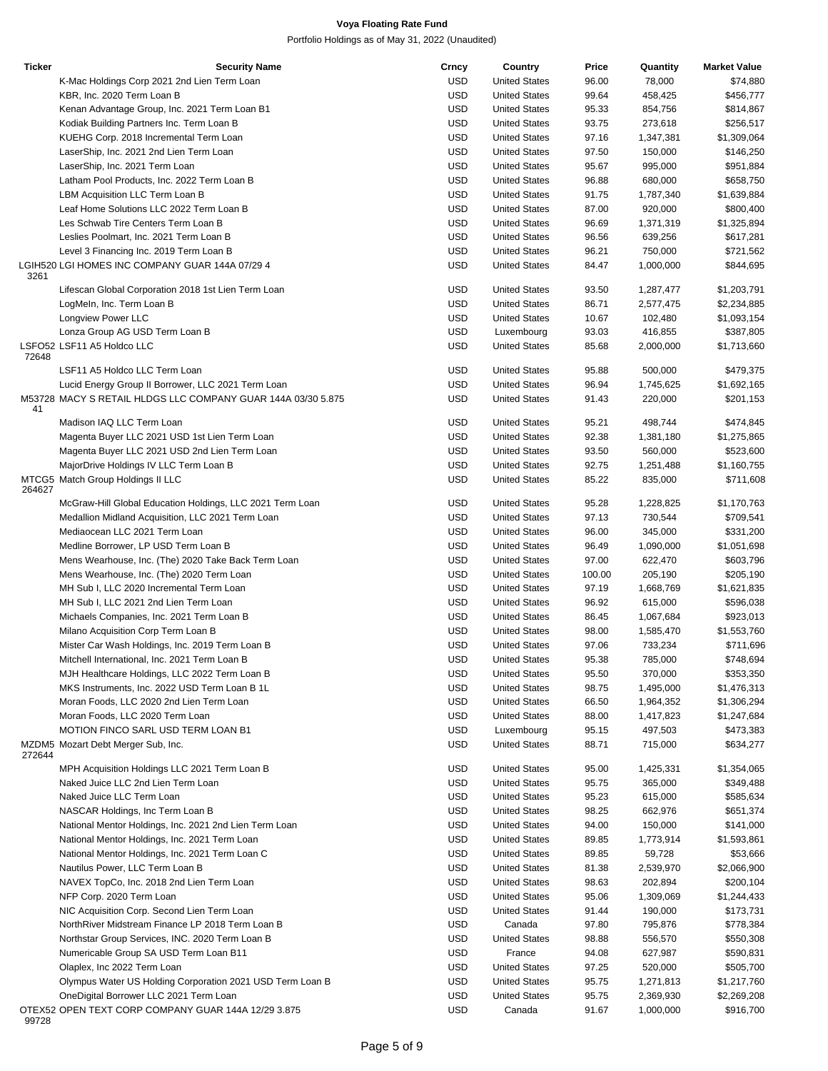# Voya Floating Rate Fund

Portfolio Holdings as of May 31, 2022 (Unaudited)

| Ticker | Security Name | Crncy | Country | Price | Quantity | Market Value |
|---|---|---|---|---|---|---|
| | K-Mac Holdings Corp 2021 2nd Lien Term Loan | USD | United States | 96.00 | 78,000 | $74,880 |
| | KBR, Inc. 2020 Term Loan B | USD | United States | 99.64 | 458,425 | $456,777 |
| | Kenan Advantage Group, Inc. 2021 Term Loan B1 | USD | United States | 95.33 | 854,756 | $814,867 |
| | Kodiak Building Partners Inc. Term Loan B | USD | United States | 93.75 | 273,618 | $256,517 |
| | KUEHG Corp. 2018 Incremental Term Loan | USD | United States | 97.16 | 1,347,381 | $1,309,064 |
| | LaserShip, Inc. 2021 2nd Lien Term Loan | USD | United States | 97.50 | 150,000 | $146,250 |
| | LaserShip, Inc. 2021 Term Loan | USD | United States | 95.67 | 995,000 | $951,884 |
| | Latham Pool Products, Inc. 2022 Term Loan B | USD | United States | 96.88 | 680,000 | $658,750 |
| | LBM Acquisition LLC Term Loan B | USD | United States | 91.75 | 1,787,340 | $1,639,884 |
| | Leaf Home Solutions LLC 2022 Term Loan B | USD | United States | 87.00 | 920,000 | $800,400 |
| | Les Schwab Tire Centers Term Loan B | USD | United States | 96.69 | 1,371,319 | $1,325,894 |
| | Leslies Poolmart, Inc. 2021 Term Loan B | USD | United States | 96.56 | 639,256 | $617,281 |
| | Level 3 Financing Inc. 2019 Term Loan B | USD | United States | 96.21 | 750,000 | $721,562 |
| LGIH5203261 | LGI HOMES INC COMPANY GUAR 144A 07/29 4 | USD | United States | 84.47 | 1,000,000 | $844,695 |
| | Lifescan Global Corporation 2018 1st Lien Term Loan | USD | United States | 93.50 | 1,287,477 | $1,203,791 |
| | LogMeIn, Inc. Term Loan B | USD | United States | 86.71 | 2,577,475 | $2,234,885 |
| | Longview Power LLC | USD | United States | 10.67 | 102,480 | $1,093,154 |
| | Lonza Group AG USD Term Loan B | USD | Luxembourg | 93.03 | 416,855 | $387,805 |
| LSFO5272648 | LSF11 A5 Holdco LLC | USD | United States | 85.68 | 2,000,000 | $1,713,660 |
| | LSF11 A5 Holdco LLC Term Loan | USD | United States | 95.88 | 500,000 | $479,375 |
| | Lucid Energy Group II Borrower, LLC 2021 Term Loan | USD | United States | 96.94 | 1,745,625 | $1,692,165 |
| M5372841 | MACY S RETAIL HLDGS LLC COMPANY GUAR 144A 03/30 5.875 | USD | United States | 91.43 | 220,000 | $201,153 |
| | Madison IAQ LLC Term Loan | USD | United States | 95.21 | 498,744 | $474,845 |
| | Magenta Buyer LLC 2021 USD 1st Lien Term Loan | USD | United States | 92.38 | 1,381,180 | $1,275,865 |
| | Magenta Buyer LLC 2021 USD 2nd Lien Term Loan | USD | United States | 93.50 | 560,000 | $523,600 |
| | MajorDrive Holdings IV LLC Term Loan B | USD | United States | 92.75 | 1,251,488 | $1,160,755 |
| MTCG5264627 | Match Group Holdings II LLC | USD | United States | 85.22 | 835,000 | $711,608 |
| | McGraw-Hill Global Education Holdings, LLC 2021 Term Loan | USD | United States | 95.28 | 1,228,825 | $1,170,763 |
| | Medallion Midland Acquisition, LLC 2021 Term Loan | USD | United States | 97.13 | 730,544 | $709,541 |
| | Mediaocean LLC 2021 Term Loan | USD | United States | 96.00 | 345,000 | $331,200 |
| | Medline Borrower, LP USD Term Loan B | USD | United States | 96.49 | 1,090,000 | $1,051,698 |
| | Mens Wearhouse, Inc. (The) 2020 Take Back Term Loan | USD | United States | 97.00 | 622,470 | $603,796 |
| | Mens Wearhouse, Inc. (The) 2020 Term Loan | USD | United States | 100.00 | 205,190 | $205,190 |
| | MH Sub I, LLC 2020 Incremental Term Loan | USD | United States | 97.19 | 1,668,769 | $1,621,835 |
| | MH Sub I, LLC 2021 2nd Lien Term Loan | USD | United States | 96.92 | 615,000 | $596,038 |
| | Michaels Companies, Inc. 2021 Term Loan B | USD | United States | 86.45 | 1,067,684 | $923,013 |
| | Milano Acquisition Corp Term Loan B | USD | United States | 98.00 | 1,585,470 | $1,553,760 |
| | Mister Car Wash Holdings, Inc. 2019 Term Loan B | USD | United States | 97.06 | 733,234 | $711,696 |
| | Mitchell International, Inc. 2021 Term Loan B | USD | United States | 95.38 | 785,000 | $748,694 |
| | MJH Healthcare Holdings, LLC 2022 Term Loan B | USD | United States | 95.50 | 370,000 | $353,350 |
| | MKS Instruments, Inc. 2022 USD Term Loan B 1L | USD | United States | 98.75 | 1,495,000 | $1,476,313 |
| | Moran Foods, LLC 2020 2nd Lien Term Loan | USD | United States | 66.50 | 1,964,352 | $1,306,294 |
| | Moran Foods, LLC 2020 Term Loan | USD | United States | 88.00 | 1,417,823 | $1,247,684 |
| | MOTION FINCO SARL USD TERM LOAN B1 | USD | Luxembourg | 95.15 | 497,503 | $473,383 |
| MZDM5272644 | Mozart Debt Merger Sub, Inc. | USD | United States | 88.71 | 715,000 | $634,277 |
| | MPH Acquisition Holdings LLC 2021 Term Loan B | USD | United States | 95.00 | 1,425,331 | $1,354,065 |
| | Naked Juice LLC 2nd Lien Term Loan | USD | United States | 95.75 | 365,000 | $349,488 |
| | Naked Juice LLC Term Loan | USD | United States | 95.23 | 615,000 | $585,634 |
| | NASCAR Holdings, Inc Term Loan B | USD | United States | 98.25 | 662,976 | $651,374 |
| | National Mentor Holdings, Inc. 2021 2nd Lien Term Loan | USD | United States | 94.00 | 150,000 | $141,000 |
| | National Mentor Holdings, Inc. 2021 Term Loan | USD | United States | 89.85 | 1,773,914 | $1,593,861 |
| | National Mentor Holdings, Inc. 2021 Term Loan C | USD | United States | 89.85 | 59,728 | $53,666 |
| | Nautilus Power, LLC Term Loan B | USD | United States | 81.38 | 2,539,970 | $2,066,900 |
| | NAVEX TopCo, Inc. 2018 2nd Lien Term Loan | USD | United States | 98.63 | 202,894 | $200,104 |
| | NFP Corp. 2020 Term Loan | USD | United States | 95.06 | 1,309,069 | $1,244,433 |
| | NIC Acquisition Corp. Second Lien Term Loan | USD | United States | 91.44 | 190,000 | $173,731 |
| | NorthRiver Midstream Finance LP 2018 Term Loan B | USD | Canada | 97.80 | 795,876 | $778,384 |
| | Northstar Group Services, INC. 2020 Term Loan B | USD | United States | 98.88 | 556,570 | $550,308 |
| | Numericable Group SA USD Term Loan B11 | USD | France | 94.08 | 627,987 | $590,831 |
| | Olaplex, Inc 2022 Term Loan | USD | United States | 97.25 | 520,000 | $505,700 |
| | Olympus Water US Holding Corporation 2021 USD Term Loan B | USD | United States | 95.75 | 1,271,813 | $1,217,760 |
| | OneDigital Borrower LLC 2021 Term Loan | USD | United States | 95.75 | 2,369,930 | $2,269,208 |
| OTEX5299728 | OPEN TEXT CORP COMPANY GUAR 144A 12/29 3.875 | USD | Canada | 91.67 | 1,000,000 | $916,700 |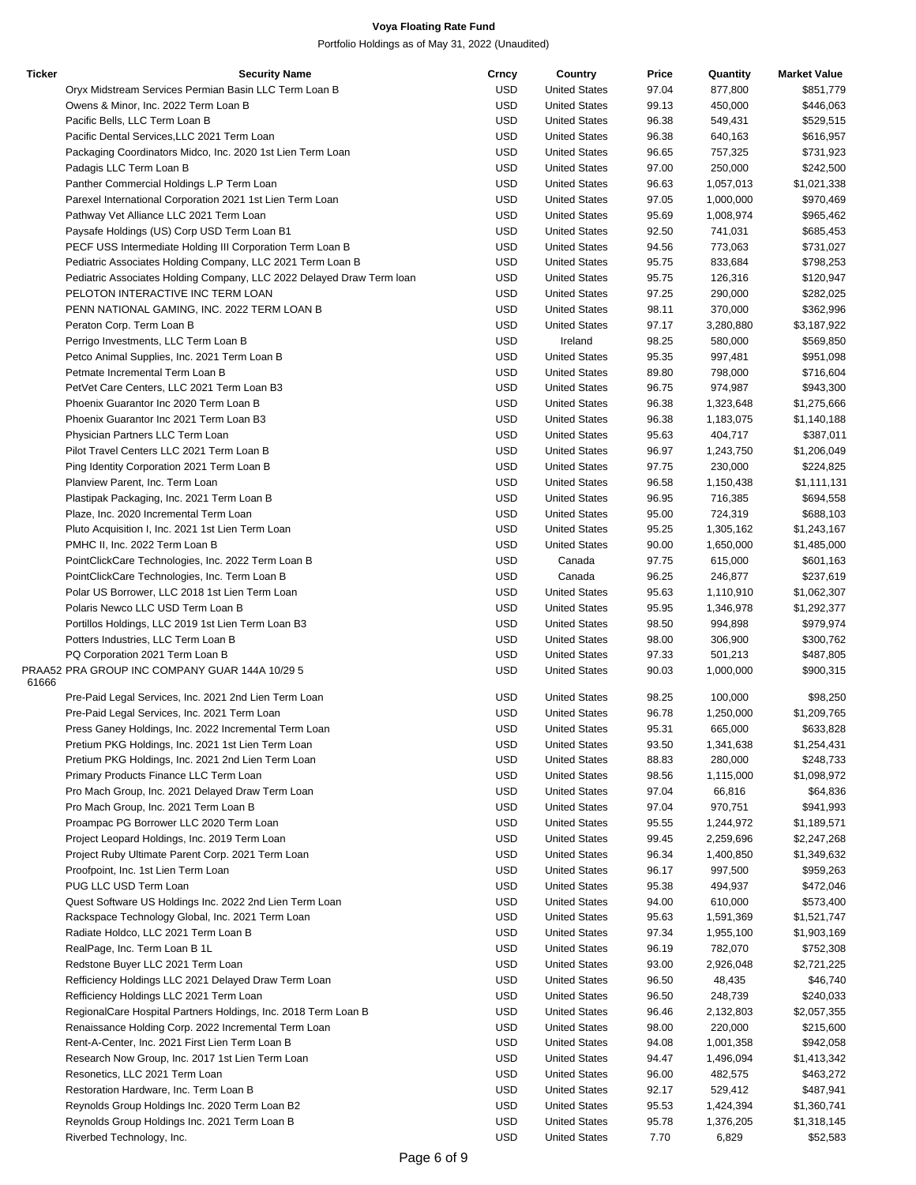# Voya Floating Rate Fund

Portfolio Holdings as of May 31, 2022 (Unaudited)

| Ticker | Security Name | Crncy | Country | Price | Quantity | Market Value |
|---|---|---|---|---|---|---|
| | Oryx Midstream Services Permian Basin LLC Term Loan B | USD | United States | 97.04 | 877,800 | $851,779 |
| | Owens & Minor, Inc. 2022 Term Loan B | USD | United States | 99.13 | 450,000 | $446,063 |
| | Pacific Bells, LLC Term Loan B | USD | United States | 96.38 | 549,431 | $529,515 |
| | Pacific Dental Services,LLC 2021 Term Loan | USD | United States | 96.38 | 640,163 | $616,957 |
| | Packaging Coordinators Midco, Inc. 2020 1st Lien Term Loan | USD | United States | 96.65 | 757,325 | $731,923 |
| | Padagis LLC Term Loan B | USD | United States | 97.00 | 250,000 | $242,500 |
| | Panther Commercial Holdings L.P Term Loan | USD | United States | 96.63 | 1,057,013 | $1,021,338 |
| | Parexel International Corporation 2021 1st Lien Term Loan | USD | United States | 97.05 | 1,000,000 | $970,469 |
| | Pathway Vet Alliance LLC 2021 Term Loan | USD | United States | 95.69 | 1,008,974 | $965,462 |
| | Paysafe Holdings (US) Corp USD Term Loan B1 | USD | United States | 92.50 | 741,031 | $685,453 |
| | PECF USS Intermediate Holding III Corporation Term Loan B | USD | United States | 94.56 | 773,063 | $731,027 |
| | Pediatric Associates Holding Company, LLC 2021 Term Loan B | USD | United States | 95.75 | 833,684 | $798,253 |
| | Pediatric Associates Holding Company, LLC 2022 Delayed Draw Term loan | USD | United States | 95.75 | 126,316 | $120,947 |
| | PELOTON INTERACTIVE INC TERM LOAN | USD | United States | 97.25 | 290,000 | $282,025 |
| | PENN NATIONAL GAMING, INC. 2022 TERM LOAN B | USD | United States | 98.11 | 370,000 | $362,996 |
| | Peraton Corp. Term Loan B | USD | United States | 97.17 | 3,280,880 | $3,187,922 |
| | Perrigo Investments, LLC Term Loan B | USD | Ireland | 98.25 | 580,000 | $569,850 |
| | Petco Animal Supplies, Inc. 2021 Term Loan B | USD | United States | 95.35 | 997,481 | $951,098 |
| | Petmate Incremental Term Loan B | USD | United States | 89.80 | 798,000 | $716,604 |
| | PetVet Care Centers, LLC 2021 Term Loan B3 | USD | United States | 96.75 | 974,987 | $943,300 |
| | Phoenix Guarantor Inc 2020 Term Loan B | USD | United States | 96.38 | 1,323,648 | $1,275,666 |
| | Phoenix Guarantor Inc 2021 Term Loan B3 | USD | United States | 96.38 | 1,183,075 | $1,140,188 |
| | Physician Partners LLC Term Loan | USD | United States | 95.63 | 404,717 | $387,011 |
| | Pilot Travel Centers LLC 2021 Term Loan B | USD | United States | 96.97 | 1,243,750 | $1,206,049 |
| | Ping Identity Corporation 2021 Term Loan B | USD | United States | 97.75 | 230,000 | $224,825 |
| | Planview Parent, Inc. Term Loan | USD | United States | 96.58 | 1,150,438 | $1,111,131 |
| | Plastipak Packaging, Inc. 2021 Term Loan B | USD | United States | 96.95 | 716,385 | $694,558 |
| | Plaze, Inc. 2020 Incremental Term Loan | USD | United States | 95.00 | 724,319 | $688,103 |
| | Pluto Acquisition I, Inc. 2021 1st Lien Term Loan | USD | United States | 95.25 | 1,305,162 | $1,243,167 |
| | PMHC II, Inc. 2022 Term Loan B | USD | United States | 90.00 | 1,650,000 | $1,485,000 |
| | PointClickCare Technologies, Inc. 2022 Term Loan B | USD | Canada | 97.75 | 615,000 | $601,163 |
| | PointClickCare Technologies, Inc. Term Loan B | USD | Canada | 96.25 | 246,877 | $237,619 |
| | Polar US Borrower, LLC 2018 1st Lien Term Loan | USD | United States | 95.63 | 1,110,910 | $1,062,307 |
| | Polaris Newco LLC USD Term Loan B | USD | United States | 95.95 | 1,346,978 | $1,292,377 |
| | Portillos Holdings, LLC 2019 1st Lien Term Loan B3 | USD | United States | 98.50 | 994,898 | $979,974 |
| | Potters Industries, LLC Term Loan B | USD | United States | 98.00 | 306,900 | $300,762 |
| | PQ Corporation 2021 Term Loan B | USD | United States | 97.33 | 501,213 | $487,805 |
| PRAA52 61666 | PRA GROUP INC COMPANY GUAR 144A 10/29 5 | USD | United States | 90.03 | 1,000,000 | $900,315 |
| | Pre-Paid Legal Services, Inc. 2021 2nd Lien Term Loan | USD | United States | 98.25 | 100,000 | $98,250 |
| | Pre-Paid Legal Services, Inc. 2021 Term Loan | USD | United States | 96.78 | 1,250,000 | $1,209,765 |
| | Press Ganey Holdings, Inc. 2022 Incremental Term Loan | USD | United States | 95.31 | 665,000 | $633,828 |
| | Pretium PKG Holdings, Inc. 2021 1st Lien Term Loan | USD | United States | 93.50 | 1,341,638 | $1,254,431 |
| | Pretium PKG Holdings, Inc. 2021 2nd Lien Term Loan | USD | United States | 88.83 | 280,000 | $248,733 |
| | Primary Products Finance LLC Term Loan | USD | United States | 98.56 | 1,115,000 | $1,098,972 |
| | Pro Mach Group, Inc. 2021 Delayed Draw Term Loan | USD | United States | 97.04 | 66,816 | $64,836 |
| | Pro Mach Group, Inc. 2021 Term Loan B | USD | United States | 97.04 | 970,751 | $941,993 |
| | Proampac PG Borrower LLC 2020 Term Loan | USD | United States | 95.55 | 1,244,972 | $1,189,571 |
| | Project Leopard Holdings, Inc. 2019 Term Loan | USD | United States | 99.45 | 2,259,696 | $2,247,268 |
| | Project Ruby Ultimate Parent Corp. 2021 Term Loan | USD | United States | 96.34 | 1,400,850 | $1,349,632 |
| | Proofpoint, Inc. 1st Lien Term Loan | USD | United States | 96.17 | 997,500 | $959,263 |
| | PUG LLC USD Term Loan | USD | United States | 95.38 | 494,937 | $472,046 |
| | Quest Software US Holdings Inc. 2022 2nd Lien Term Loan | USD | United States | 94.00 | 610,000 | $573,400 |
| | Rackspace Technology Global, Inc. 2021 Term Loan | USD | United States | 95.63 | 1,591,369 | $1,521,747 |
| | Radiate Holdco, LLC 2021 Term Loan B | USD | United States | 97.34 | 1,955,100 | $1,903,169 |
| | RealPage, Inc. Term Loan B 1L | USD | United States | 96.19 | 782,070 | $752,308 |
| | Redstone Buyer LLC 2021 Term Loan | USD | United States | 93.00 | 2,926,048 | $2,721,225 |
| | Refficiency Holdings LLC 2021 Delayed Draw Term Loan | USD | United States | 96.50 | 48,435 | $46,740 |
| | Refficiency Holdings LLC 2021 Term Loan | USD | United States | 96.50 | 248,739 | $240,033 |
| | RegionalCare Hospital Partners Holdings, Inc. 2018 Term Loan B | USD | United States | 96.46 | 2,132,803 | $2,057,355 |
| | Renaissance Holding Corp. 2022 Incremental Term Loan | USD | United States | 98.00 | 220,000 | $215,600 |
| | Rent-A-Center, Inc. 2021 First Lien Term Loan B | USD | United States | 94.08 | 1,001,358 | $942,058 |
| | Research Now Group, Inc. 2017 1st Lien Term Loan | USD | United States | 94.47 | 1,496,094 | $1,413,342 |
| | Resonetics, LLC 2021 Term Loan | USD | United States | 96.00 | 482,575 | $463,272 |
| | Restoration Hardware, Inc. Term Loan B | USD | United States | 92.17 | 529,412 | $487,941 |
| | Reynolds Group Holdings Inc. 2020 Term Loan B2 | USD | United States | 95.53 | 1,424,394 | $1,360,741 |
| | Reynolds Group Holdings Inc. 2021 Term Loan B | USD | United States | 95.78 | 1,376,205 | $1,318,145 |
| | Riverbed Technology, Inc. | USD | United States | 7.70 | 6,829 | $52,583 |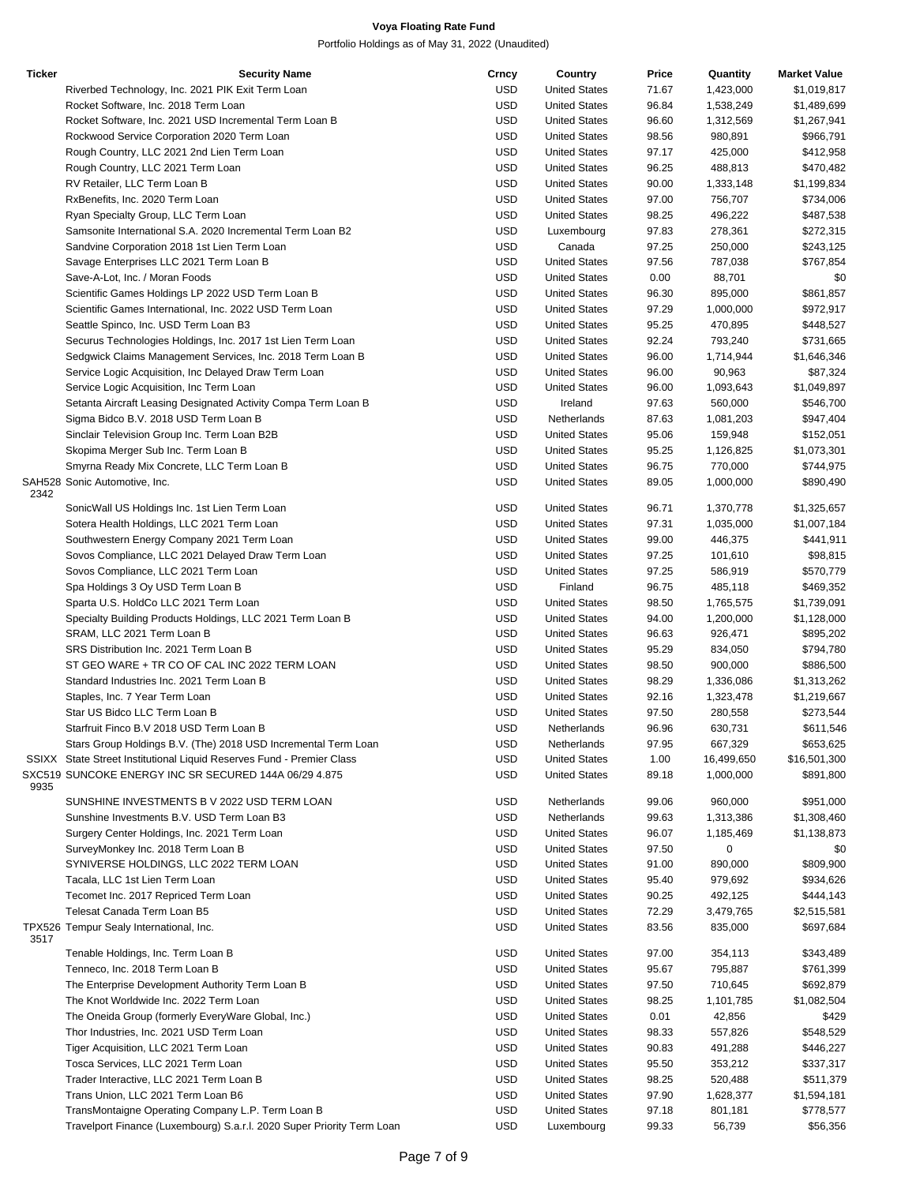**Voya Floating Rate Fund**

Portfolio Holdings as of May 31, 2022 (Unaudited)

| Ticker | Security Name | Crncy | Country | Price | Quantity | Market Value |
|---|---|---|---|---|---|---|
| | Riverbed Technology, Inc. 2021 PIK Exit Term Loan | USD | United States | 71.67 | 1,423,000 | $1,019,817 |
| | Rocket Software, Inc. 2018 Term Loan | USD | United States | 96.84 | 1,538,249 | $1,489,699 |
| | Rocket Software, Inc. 2021 USD Incremental Term Loan B | USD | United States | 96.60 | 1,312,569 | $1,267,941 |
| | Rockwood Service Corporation 2020 Term Loan | USD | United States | 98.56 | 980,891 | $966,791 |
| | Rough Country, LLC 2021 2nd Lien Term Loan | USD | United States | 97.17 | 425,000 | $412,958 |
| | Rough Country, LLC 2021 Term Loan | USD | United States | 96.25 | 488,813 | $470,482 |
| | RV Retailer, LLC Term Loan B | USD | United States | 90.00 | 1,333,148 | $1,199,834 |
| | RxBenefits, Inc. 2020 Term Loan | USD | United States | 97.00 | 756,707 | $734,006 |
| | Ryan Specialty Group, LLC Term Loan | USD | United States | 98.25 | 496,222 | $487,538 |
| | Samsonite International S.A. 2020 Incremental Term Loan B2 | USD | Luxembourg | 97.83 | 278,361 | $272,315 |
| | Sandvine Corporation 2018 1st Lien Term Loan | USD | Canada | 97.25 | 250,000 | $243,125 |
| | Savage Enterprises LLC 2021 Term Loan B | USD | United States | 97.56 | 787,038 | $767,854 |
| | Save-A-Lot, Inc. / Moran Foods | USD | United States | 0.00 | 88,701 | $0 |
| | Scientific Games Holdings LP 2022 USD Term Loan B | USD | United States | 96.30 | 895,000 | $861,857 |
| | Scientific Games International, Inc. 2022 USD Term Loan | USD | United States | 97.29 | 1,000,000 | $972,917 |
| | Seattle Spinco, Inc. USD Term Loan B3 | USD | United States | 95.25 | 470,895 | $448,527 |
| | Securus Technologies Holdings, Inc. 2017 1st Lien Term Loan | USD | United States | 92.24 | 793,240 | $731,665 |
| | Sedgwick Claims Management Services, Inc. 2018 Term Loan B | USD | United States | 96.00 | 1,714,944 | $1,646,346 |
| | Service Logic Acquisition, Inc Delayed Draw Term Loan | USD | United States | 96.00 | 90,963 | $87,324 |
| | Service Logic Acquisition, Inc Term Loan | USD | United States | 96.00 | 1,093,643 | $1,049,897 |
| | Setanta Aircraft Leasing Designated Activity Compa Term Loan B | USD | Ireland | 97.63 | 560,000 | $546,700 |
| | Sigma Bidco B.V. 2018 USD Term Loan B | USD | Netherlands | 87.63 | 1,081,203 | $947,404 |
| | Sinclair Television Group Inc. Term Loan B2B | USD | United States | 95.06 | 159,948 | $152,051 |
| | Skopima Merger Sub Inc. Term Loan B | USD | United States | 95.25 | 1,126,825 | $1,073,301 |
| | Smyrna Ready Mix Concrete, LLC Term Loan B | USD | United States | 96.75 | 770,000 | $744,975 |
| SAH5282342 | Sonic Automotive, Inc. | USD | United States | 89.05 | 1,000,000 | $890,490 |
| | SonicWall US Holdings Inc. 1st Lien Term Loan | USD | United States | 96.71 | 1,370,778 | $1,325,657 |
| | Sotera Health Holdings, LLC 2021 Term Loan | USD | United States | 97.31 | 1,035,000 | $1,007,184 |
| | Southwestern Energy Company 2021 Term Loan | USD | United States | 99.00 | 446,375 | $441,911 |
| | Sovos Compliance, LLC 2021 Delayed Draw Term Loan | USD | United States | 97.25 | 101,610 | $98,815 |
| | Sovos Compliance, LLC 2021 Term Loan | USD | United States | 97.25 | 586,919 | $570,779 |
| | Spa Holdings 3 Oy USD Term Loan B | USD | Finland | 96.75 | 485,118 | $469,352 |
| | Sparta U.S. HoldCo LLC 2021 Term Loan | USD | United States | 98.50 | 1,765,575 | $1,739,091 |
| | Specialty Building Products Holdings, LLC 2021 Term Loan B | USD | United States | 94.00 | 1,200,000 | $1,128,000 |
| | SRAM, LLC 2021 Term Loan B | USD | United States | 96.63 | 926,471 | $895,202 |
| | SRS Distribution Inc. 2021 Term Loan B | USD | United States | 95.29 | 834,050 | $794,780 |
| | ST GEO WARE + TR CO OF CAL INC 2022 TERM LOAN | USD | United States | 98.50 | 900,000 | $886,500 |
| | Standard Industries Inc. 2021 Term Loan B | USD | United States | 98.29 | 1,336,086 | $1,313,262 |
| | Staples, Inc. 7 Year Term Loan | USD | United States | 92.16 | 1,323,478 | $1,219,667 |
| | Star US Bidco LLC Term Loan B | USD | United States | 97.50 | 280,558 | $273,544 |
| | Starfruit Finco B.V 2018 USD Term Loan B | USD | Netherlands | 96.96 | 630,731 | $611,546 |
| | Stars Group Holdings B.V. (The) 2018 USD Incremental Term Loan | USD | Netherlands | 97.95 | 667,329 | $653,625 |
| SSIXX | State Street Institutional Liquid Reserves Fund - Premier Class | USD | United States | 1.00 | 16,499,650 | $16,501,300 |
| SXC5199935 | SUNCOKE ENERGY INC SR SECURED 144A 06/29 4.875 | USD | United States | 89.18 | 1,000,000 | $891,800 |
| | SUNSHINE INVESTMENTS B V 2022 USD TERM LOAN | USD | Netherlands | 99.06 | 960,000 | $951,000 |
| | Sunshine Investments B.V. USD Term Loan B3 | USD | Netherlands | 99.63 | 1,313,386 | $1,308,460 |
| | Surgery Center Holdings, Inc. 2021 Term Loan | USD | United States | 96.07 | 1,185,469 | $1,138,873 |
| | SurveyMonkey Inc. 2018 Term Loan B | USD | United States | 97.50 | 0 | $0 |
| | SYNIVERSE HOLDINGS, LLC 2022 TERM LOAN | USD | United States | 91.00 | 890,000 | $809,900 |
| | Tacala, LLC 1st Lien Term Loan | USD | United States | 95.40 | 979,692 | $934,626 |
| | Tecomet Inc. 2017 Repriced Term Loan | USD | United States | 90.25 | 492,125 | $444,143 |
| | Telesat Canada Term Loan B5 | USD | United States | 72.29 | 3,479,765 | $2,515,581 |
| TPX5263517 | Tempur Sealy International, Inc. | USD | United States | 83.56 | 835,000 | $697,684 |
| | Tenable Holdings, Inc. Term Loan B | USD | United States | 97.00 | 354,113 | $343,489 |
| | Tenneco, Inc. 2018 Term Loan B | USD | United States | 95.67 | 795,887 | $761,399 |
| | The Enterprise Development Authority Term Loan B | USD | United States | 97.50 | 710,645 | $692,879 |
| | The Knot Worldwide Inc. 2022 Term Loan | USD | United States | 98.25 | 1,101,785 | $1,082,504 |
| | The Oneida Group (formerly EveryWare Global, Inc.) | USD | United States | 0.01 | 42,856 | $429 |
| | Thor Industries, Inc. 2021 USD Term Loan | USD | United States | 98.33 | 557,826 | $548,529 |
| | Tiger Acquisition, LLC 2021 Term Loan | USD | United States | 90.83 | 491,288 | $446,227 |
| | Tosca Services, LLC 2021 Term Loan | USD | United States | 95.50 | 353,212 | $337,317 |
| | Trader Interactive, LLC 2021 Term Loan B | USD | United States | 98.25 | 520,488 | $511,379 |
| | Trans Union, LLC 2021 Term Loan B6 | USD | United States | 97.90 | 1,628,377 | $1,594,181 |
| | TransMontaigne Operating Company L.P. Term Loan B | USD | United States | 97.18 | 801,181 | $778,577 |
| | Travelport Finance (Luxembourg) S.a.r.l. 2020 Super Priority Term Loan | USD | Luxembourg | 99.33 | 56,739 | $56,356 |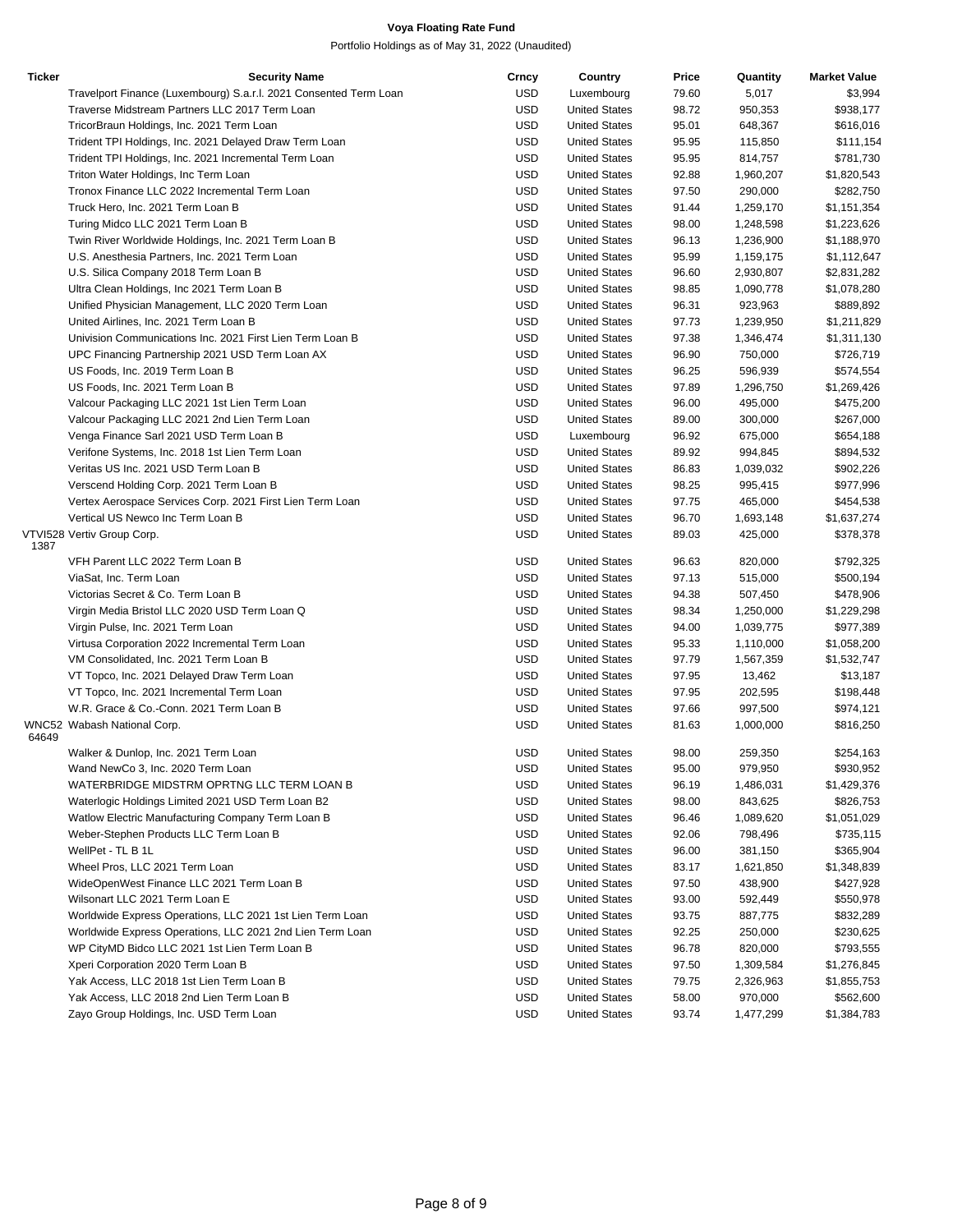**Voya Floating Rate Fund**

Portfolio Holdings as of May 31, 2022 (Unaudited)

| Ticker | Security Name | Crncy | Country | Price | Quantity | Market Value |
|---|---|---|---|---|---|---|
| | Travelport Finance (Luxembourg) S.a.r.l. 2021 Consented Term Loan | USD | Luxembourg | 79.60 | 5,017 | $3,994 |
| | Traverse Midstream Partners LLC 2017 Term Loan | USD | United States | 98.72 | 950,353 | $938,177 |
| | TricorBraun Holdings, Inc. 2021 Term Loan | USD | United States | 95.01 | 648,367 | $616,016 |
| | Trident TPI Holdings, Inc. 2021 Delayed Draw Term Loan | USD | United States | 95.95 | 115,850 | $111,154 |
| | Trident TPI Holdings, Inc. 2021 Incremental Term Loan | USD | United States | 95.95 | 814,757 | $781,730 |
| | Triton Water Holdings, Inc Term Loan | USD | United States | 92.88 | 1,960,207 | $1,820,543 |
| | Tronox Finance LLC 2022 Incremental Term Loan | USD | United States | 97.50 | 290,000 | $282,750 |
| | Truck Hero, Inc. 2021 Term Loan B | USD | United States | 91.44 | 1,259,170 | $1,151,354 |
| | Turing Midco LLC 2021 Term Loan B | USD | United States | 98.00 | 1,248,598 | $1,223,626 |
| | Twin River Worldwide Holdings, Inc. 2021 Term Loan B | USD | United States | 96.13 | 1,236,900 | $1,188,970 |
| | U.S. Anesthesia Partners, Inc. 2021 Term Loan | USD | United States | 95.99 | 1,159,175 | $1,112,647 |
| | U.S. Silica Company 2018 Term Loan B | USD | United States | 96.60 | 2,930,807 | $2,831,282 |
| | Ultra Clean Holdings, Inc 2021 Term Loan B | USD | United States | 98.85 | 1,090,778 | $1,078,280 |
| | Unified Physician Management, LLC 2020 Term Loan | USD | United States | 96.31 | 923,963 | $889,892 |
| | United Airlines, Inc. 2021 Term Loan B | USD | United States | 97.73 | 1,239,950 | $1,211,829 |
| | Univision Communications Inc. 2021 First Lien Term Loan B | USD | United States | 97.38 | 1,346,474 | $1,311,130 |
| | UPC Financing Partnership 2021 USD Term Loan AX | USD | United States | 96.90 | 750,000 | $726,719 |
| | US Foods, Inc. 2019 Term Loan B | USD | United States | 96.25 | 596,939 | $574,554 |
| | US Foods, Inc. 2021 Term Loan B | USD | United States | 97.89 | 1,296,750 | $1,269,426 |
| | Valcour Packaging LLC 2021 1st Lien Term Loan | USD | United States | 96.00 | 495,000 | $475,200 |
| | Valcour Packaging LLC 2021 2nd Lien Term Loan | USD | United States | 89.00 | 300,000 | $267,000 |
| | Venga Finance Sarl 2021 USD Term Loan B | USD | Luxembourg | 96.92 | 675,000 | $654,188 |
| | Verifone Systems, Inc. 2018 1st Lien Term Loan | USD | United States | 89.92 | 994,845 | $894,532 |
| | Veritas US Inc. 2021 USD Term Loan B | USD | United States | 86.83 | 1,039,032 | $902,226 |
| | Verscend Holding Corp. 2021 Term Loan B | USD | United States | 98.25 | 995,415 | $977,996 |
| | Vertex Aerospace Services Corp. 2021 First Lien Term Loan | USD | United States | 97.75 | 465,000 | $454,538 |
| | Vertical US Newco Inc Term Loan B | USD | United States | 96.70 | 1,693,148 | $1,637,274 |
| VTVI528 1387 | Vertiv Group Corp. | USD | United States | 89.03 | 425,000 | $378,378 |
| | VFH Parent LLC 2022 Term Loan B | USD | United States | 96.63 | 820,000 | $792,325 |
| | ViaSat, Inc. Term Loan | USD | United States | 97.13 | 515,000 | $500,194 |
| | Victorias Secret & Co. Term Loan B | USD | United States | 94.38 | 507,450 | $478,906 |
| | Virgin Media Bristol LLC 2020 USD Term Loan Q | USD | United States | 98.34 | 1,250,000 | $1,229,298 |
| | Virgin Pulse, Inc. 2021 Term Loan | USD | United States | 94.00 | 1,039,775 | $977,389 |
| | Virtusa Corporation 2022 Incremental Term Loan | USD | United States | 95.33 | 1,110,000 | $1,058,200 |
| | VM Consolidated, Inc. 2021 Term Loan B | USD | United States | 97.79 | 1,567,359 | $1,532,747 |
| | VT Topco, Inc. 2021 Delayed Draw Term Loan | USD | United States | 97.95 | 13,462 | $13,187 |
| | VT Topco, Inc. 2021 Incremental Term Loan | USD | United States | 97.95 | 202,595 | $198,448 |
| | W.R. Grace & Co.-Conn. 2021 Term Loan B | USD | United States | 97.66 | 997,500 | $974,121 |
| WNC52 64649 | Wabash National Corp. | USD | United States | 81.63 | 1,000,000 | $816,250 |
| | Walker & Dunlop, Inc. 2021 Term Loan | USD | United States | 98.00 | 259,350 | $254,163 |
| | Wand NewCo 3, Inc. 2020 Term Loan | USD | United States | 95.00 | 979,950 | $930,952 |
| | WATERBRIDGE MIDSTRM OPRTNG LLC TERM LOAN B | USD | United States | 96.19 | 1,486,031 | $1,429,376 |
| | Waterlogic Holdings Limited 2021 USD Term Loan B2 | USD | United States | 98.00 | 843,625 | $826,753 |
| | Watlow Electric Manufacturing Company Term Loan B | USD | United States | 96.46 | 1,089,620 | $1,051,029 |
| | Weber-Stephen Products LLC Term Loan B | USD | United States | 92.06 | 798,496 | $735,115 |
| | WellPet - TL B 1L | USD | United States | 96.00 | 381,150 | $365,904 |
| | Wheel Pros, LLC 2021 Term Loan | USD | United States | 83.17 | 1,621,850 | $1,348,839 |
| | WideOpenWest Finance LLC 2021 Term Loan B | USD | United States | 97.50 | 438,900 | $427,928 |
| | Wilsonart LLC 2021 Term Loan E | USD | United States | 93.00 | 592,449 | $550,978 |
| | Worldwide Express Operations, LLC 2021 1st Lien Term Loan | USD | United States | 93.75 | 887,775 | $832,289 |
| | Worldwide Express Operations, LLC 2021 2nd Lien Term Loan | USD | United States | 92.25 | 250,000 | $230,625 |
| | WP CityMD Bidco LLC 2021 1st Lien Term Loan B | USD | United States | 96.78 | 820,000 | $793,555 |
| | Xperi Corporation 2020 Term Loan B | USD | United States | 97.50 | 1,309,584 | $1,276,845 |
| | Yak Access, LLC 2018 1st Lien Term Loan B | USD | United States | 79.75 | 2,326,963 | $1,855,753 |
| | Yak Access, LLC 2018 2nd Lien Term Loan B | USD | United States | 58.00 | 970,000 | $562,600 |
| | Zayo Group Holdings, Inc. USD Term Loan | USD | United States | 93.74 | 1,477,299 | $1,384,783 |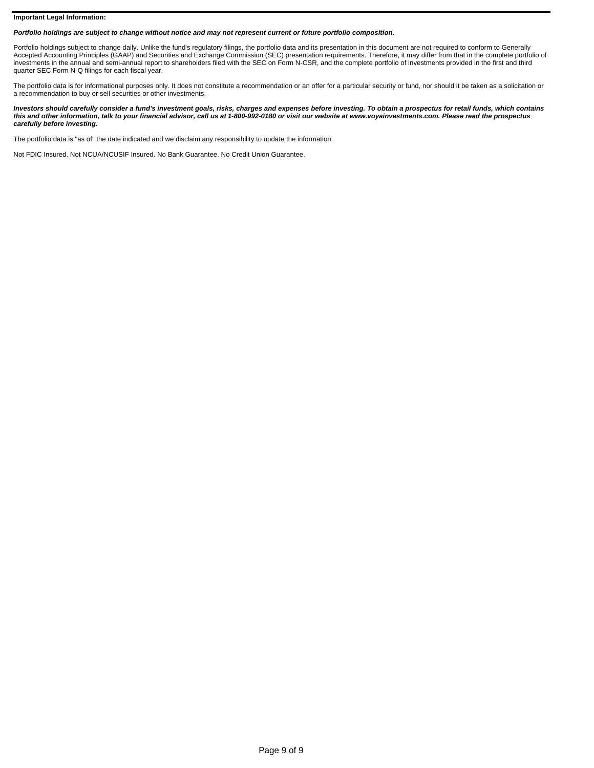**Important Legal Information:**

***Portfolio holdings are subject to change without notice and may not represent current or future portfolio composition.***

Portfolio holdings subject to change daily. Unlike the fund's regulatory filings, the portfolio data and its presentation in this document are not required to conform to Generally Accepted Accounting Principles (GAAP) and Securities and Exchange Commission (SEC) presentation requirements. Therefore, it may differ from that in the complete portfolio of investments in the annual and semi-annual report to shareholders filed with the SEC on Form N-CSR, and the complete portfolio of investments provided in the first and third quarter SEC Form N-Q filings for each fiscal year.

The portfolio data is for informational purposes only. It does not constitute a recommendation or an offer for a particular security or fund, nor should it be taken as a solicitation or a recommendation to buy or sell securities or other investments.

***Investors should carefully consider a fund's investment goals, risks, charges and expenses before investing. To obtain a prospectus for retail funds, which contains this and other information, talk to your financial advisor, call us at 1-800-992-0180 or visit our website at www.voyainvestments.com. Please read the prospectus carefully before investing.***

The portfolio data is "as of" the date indicated and we disclaim any responsibility to update the information.

Not FDIC Insured. Not NCUA/NCUSIF Insured. No Bank Guarantee. No Credit Union Guarantee.